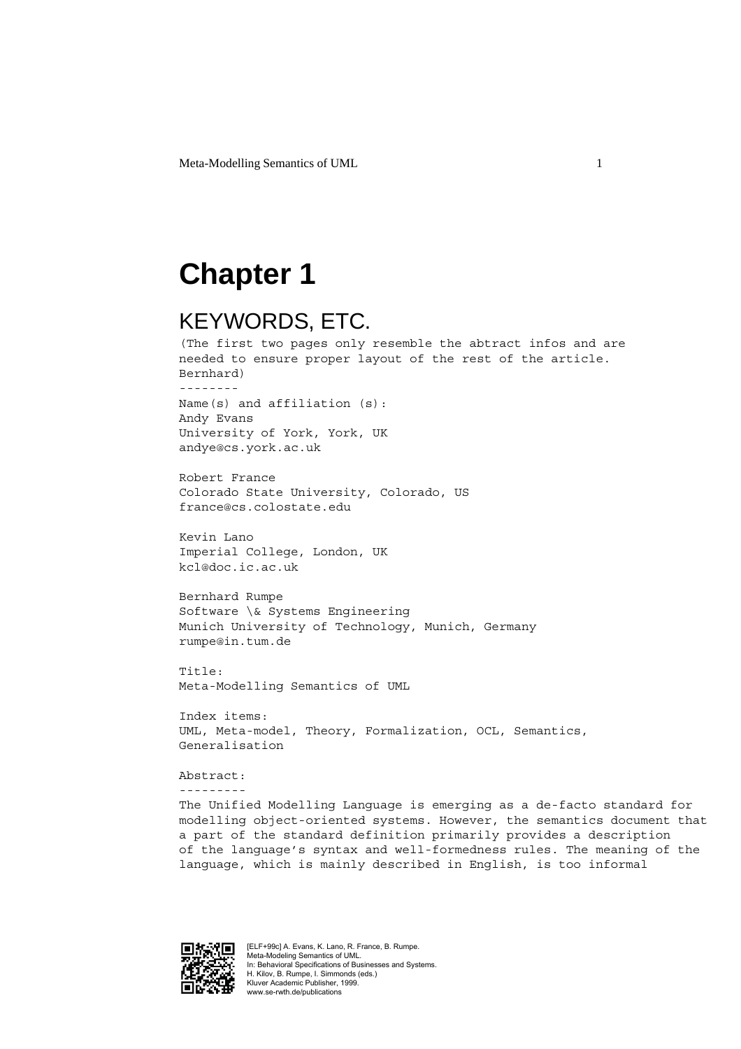# Chapter 1

## KEYWORDS, ETC.

(The first two pages only resemble the abtract infos and are needed to ensure proper layout of the rest of the article. Bernhard)

--------

Name(s) and affiliation (s):

Andy Evans
University of York, York, UK
andye@cs.york.ac.uk

Robert France
Colorado State University, Colorado, US
france@cs.colostate.edu

Kevin Lano
Imperial College, London, UK
kcl@doc.ic.ac.uk

Bernhard Rumpe
Software \& Systems Engineering
Munich University of Technology, Munich, Germany
rumpe@in.tum.de

Title:
Meta-Modelling Semantics of UML

Index items:
UML, Meta-model, Theory, Formalization, OCL, Semantics, Generalisation

Abstract:

---------

The Unified Modelling Language is emerging as a de-facto standard for modelling object-oriented systems. However, the semantics document that a part of the standard definition primarily provides a description of the language's syntax and well-formedness rules. The meaning of the language, which is mainly described in English, is too informal

[ELF+99c] A. Evans, K. Lano, R. France, B. Rumpe.
Meta-Modeling Semantics of UML.
In: Behavioral Specifications of Businesses and Systems.
H. Kilov, B. Rumpe, I. Simmonds (eds.)
Kluver Academic Publisher, 1999.
www.se-rwth.de/publications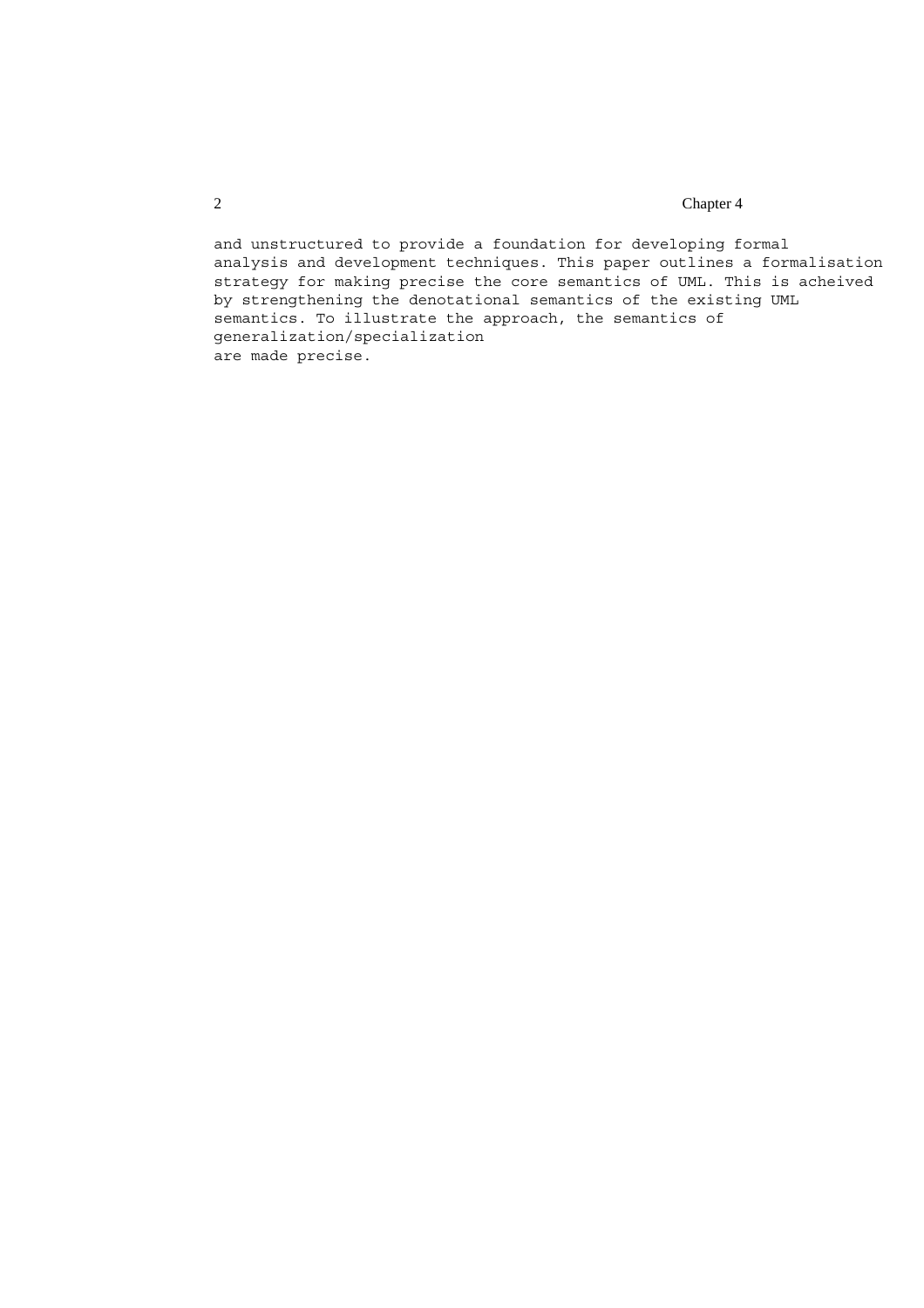and unstructured to provide a foundation for developing formal analysis and development techniques. This paper outlines a formalisation strategy for making precise the core semantics of UML. This is acheived by strengthening the denotational semantics of the existing UML semantics. To illustrate the approach, the semantics of generalization/specialization are made precise.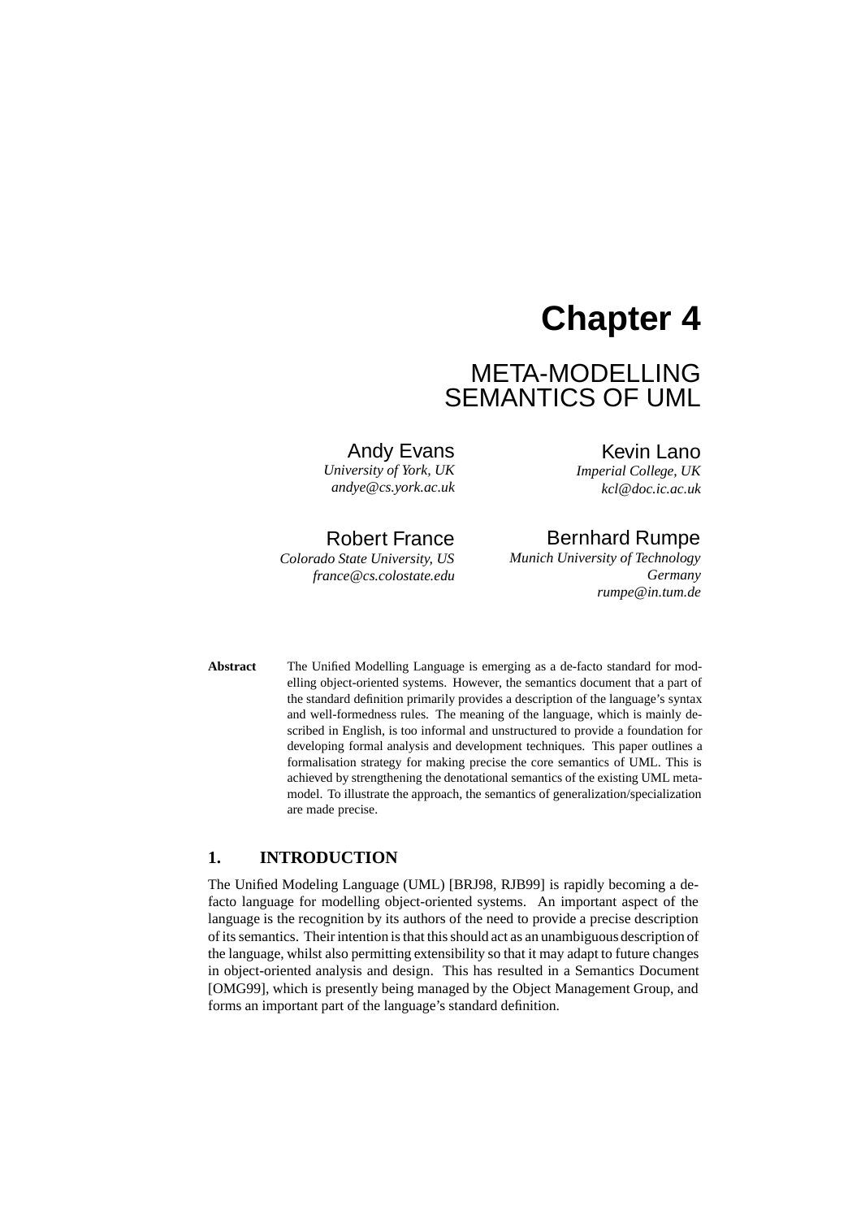# Chapter 4

## META-MODELLING SEMANTICS OF UML

Andy Evans
*University of York, UK*
*andye@cs.york.ac.uk*

Kevin Lano
*Imperial College, UK*
*kcl@doc.ic.ac.uk*

Robert France
*Colorado State University, US*
*france@cs.colostate.edu*

Bernhard Rumpe
*Munich University of Technology*
*Germany*
*rumpe@in.tum.de*

**Abstract** The Unified Modelling Language is emerging as a de-facto standard for modelling object-oriented systems. However, the semantics document that a part of the standard definition primarily provides a description of the language's syntax and well-formedness rules. The meaning of the language, which is mainly described in English, is too informal and unstructured to provide a foundation for developing formal analysis and development techniques. This paper outlines a formalisation strategy for making precise the core semantics of UML. This is achieved by strengthening the denotational semantics of the existing UML metamodel. To illustrate the approach, the semantics of generalization/specialization are made precise.

### 1. INTRODUCTION

The Unified Modeling Language (UML) [BRJ98, RJB99] is rapidly becoming a defacto language for modelling object-oriented systems. An important aspect of the language is the recognition by its authors of the need to provide a precise description of its semantics. Their intention is that this should act as an unambiguous description of the language, whilst also permitting extensibility so that it may adapt to future changes in object-oriented analysis and design. This has resulted in a Semantics Document [OMG99], which is presently being managed by the Object Management Group, and forms an important part of the language's standard definition.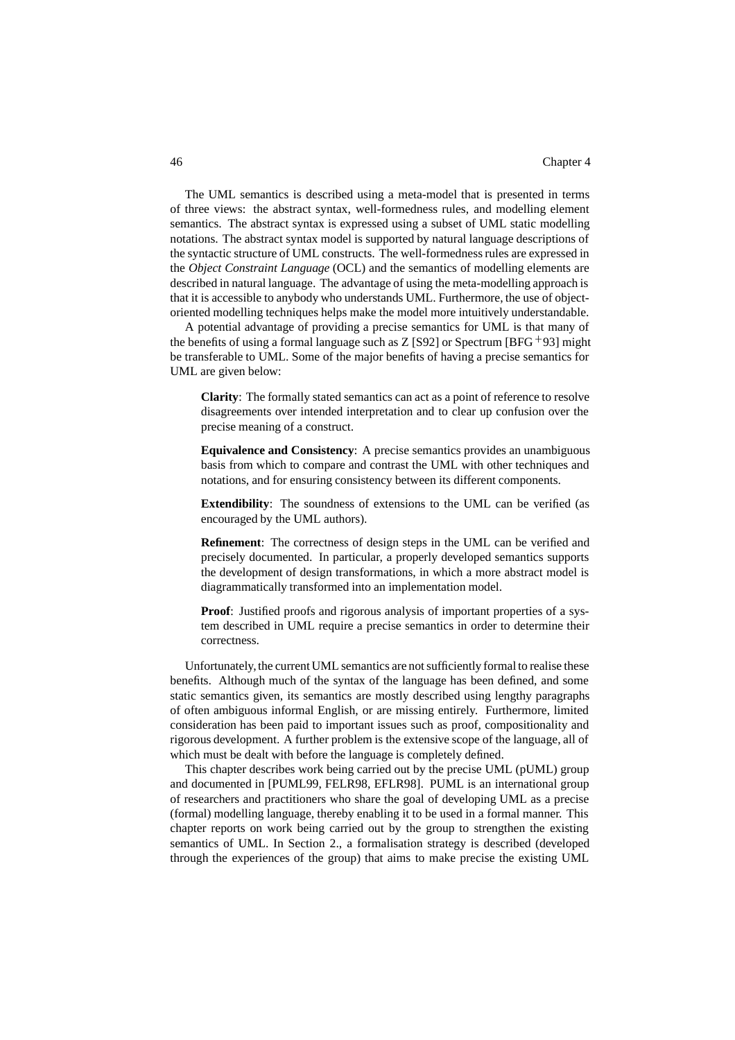The UML semantics is described using a meta-model that is presented in terms of three views: the abstract syntax, well-formedness rules, and modelling element semantics. The abstract syntax is expressed using a subset of UML static modelling notations. The abstract syntax model is supported by natural language descriptions of the syntactic structure of UML constructs. The well-formedness rules are expressed in the *Object Constraint Language* (OCL) and the semantics of modelling elements are described in natural language. The advantage of using the meta-modelling approach is that it is accessible to anybody who understands UML. Furthermore, the use of object-oriented modelling techniques helps make the model more intuitively understandable.

A potential advantage of providing a precise semantics for UML is that many of the benefits of using a formal language such as Z [S92] or Spectrum [BFG+93] might be transferable to UML. Some of the major benefits of having a precise semantics for UML are given below:

> **Clarity**: The formally stated semantics can act as a point of reference to resolve disagreements over intended interpretation and to clear up confusion over the precise meaning of a construct.
>
> **Equivalence and Consistency**: A precise semantics provides an unambiguous basis from which to compare and contrast the UML with other techniques and notations, and for ensuring consistency between its different components.
>
> **Extendibility**: The soundness of extensions to the UML can be verified (as encouraged by the UML authors).
>
> **Refinement**: The correctness of design steps in the UML can be verified and precisely documented. In particular, a properly developed semantics supports the development of design transformations, in which a more abstract model is diagrammatically transformed into an implementation model.
>
> **Proof**: Justified proofs and rigorous analysis of important properties of a system described in UML require a precise semantics in order to determine their correctness.

Unfortunately, the current UML semantics are not sufficiently formal to realise these benefits. Although much of the syntax of the language has been defined, and some static semantics given, its semantics are mostly described using lengthy paragraphs of often ambiguous informal English, or are missing entirely. Furthermore, limited consideration has been paid to important issues such as proof, compositionality and rigorous development. A further problem is the extensive scope of the language, all of which must be dealt with before the language is completely defined.

This chapter describes work being carried out by the precise UML (pUML) group and documented in [PUML99, FELR98, EFLR98]. PUML is an international group of researchers and practitioners who share the goal of developing UML as a precise (formal) modelling language, thereby enabling it to be used in a formal manner. This chapter reports on work being carried out by the group to strengthen the existing semantics of UML. In Section 2., a formalisation strategy is described (developed through the experiences of the group) that aims to make precise the existing UML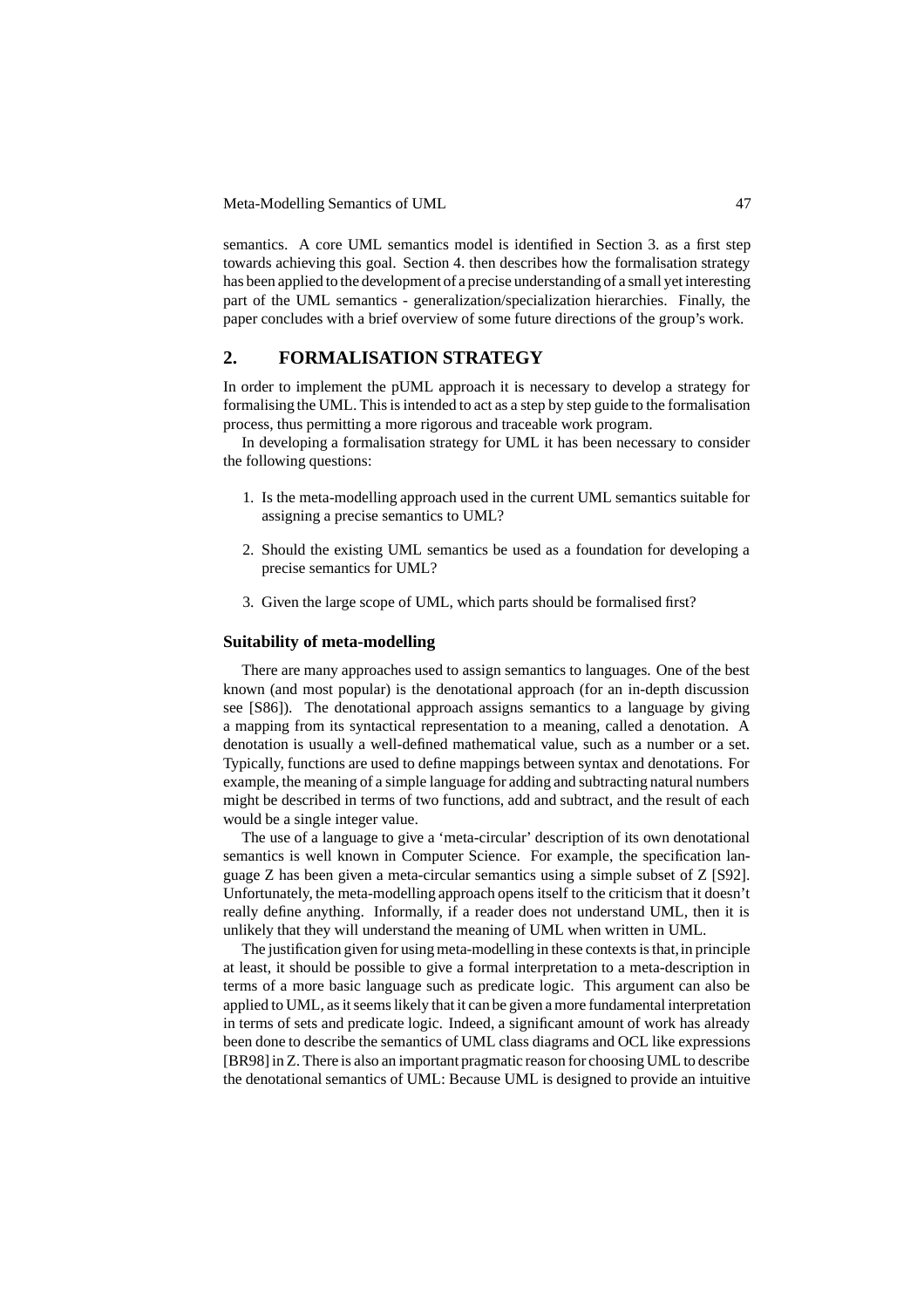semantics. A core UML semantics model is identified in Section 3. as a first step towards achieving this goal. Section 4. then describes how the formalisation strategy has been applied to the development of a precise understanding of a small yet interesting part of the UML semantics - generalization/specialization hierarchies. Finally, the paper concludes with a brief overview of some future directions of the group's work.

## 2. FORMALISATION STRATEGY

In order to implement the pUML approach it is necessary to develop a strategy for formalising the UML. This is intended to act as a step by step guide to the formalisation process, thus permitting a more rigorous and traceable work program.

In developing a formalisation strategy for UML it has been necessary to consider the following questions:

1. Is the meta-modelling approach used in the current UML semantics suitable for assigning a precise semantics to UML?
2. Should the existing UML semantics be used as a foundation for developing a precise semantics for UML?
3. Given the large scope of UML, which parts should be formalised first?

### Suitability of meta-modelling

There are many approaches used to assign semantics to languages. One of the best known (and most popular) is the denotational approach (for an in-depth discussion see [S86]). The denotational approach assigns semantics to a language by giving a mapping from its syntactical representation to a meaning, called a denotation. A denotation is usually a well-defined mathematical value, such as a number or a set. Typically, functions are used to define mappings between syntax and denotations. For example, the meaning of a simple language for adding and subtracting natural numbers might be described in terms of two functions, add and subtract, and the result of each would be a single integer value.

The use of a language to give a 'meta-circular' description of its own denotational semantics is well known in Computer Science. For example, the specification language Z has been given a meta-circular semantics using a simple subset of Z [S92]. Unfortunately, the meta-modelling approach opens itself to the criticism that it doesn't really define anything. Informally, if a reader does not understand UML, then it is unlikely that they will understand the meaning of UML when written in UML.

The justification given for using meta-modelling in these contexts is that, in principle at least, it should be possible to give a formal interpretation to a meta-description in terms of a more basic language such as predicate logic. This argument can also be applied to UML, as it seems likely that it can be given a more fundamental interpretation in terms of sets and predicate logic. Indeed, a significant amount of work has already been done to describe the semantics of UML class diagrams and OCL like expressions [BR98] in Z. There is also an important pragmatic reason for choosing UML to describe the denotational semantics of UML: Because UML is designed to provide an intuitive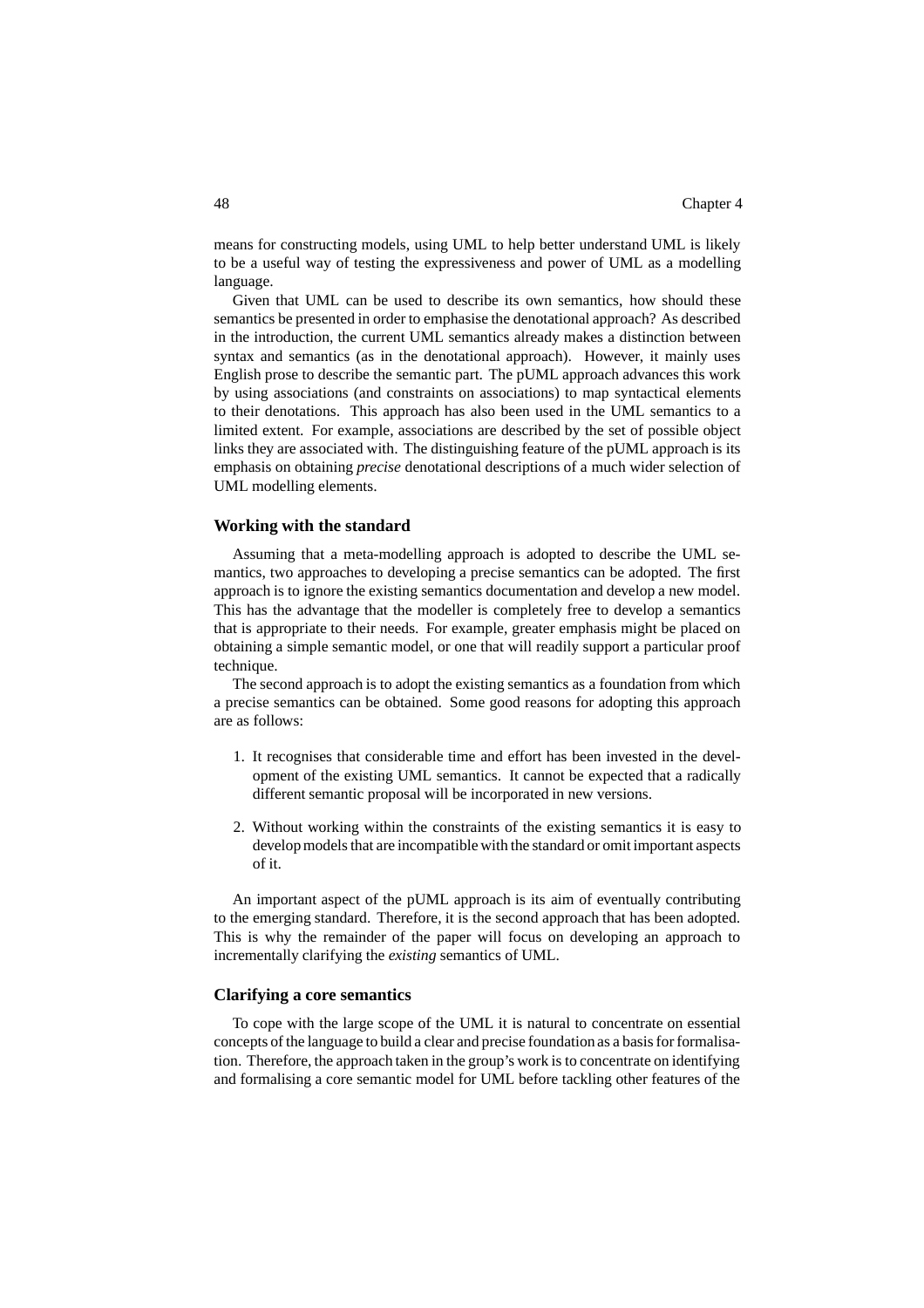means for constructing models, using UML to help better understand UML is likely to be a useful way of testing the expressiveness and power of UML as a modelling language.

Given that UML can be used to describe its own semantics, how should these semantics be presented in order to emphasise the denotational approach? As described in the introduction, the current UML semantics already makes a distinction between syntax and semantics (as in the denotational approach). However, it mainly uses English prose to describe the semantic part. The pUML approach advances this work by using associations (and constraints on associations) to map syntactical elements to their denotations. This approach has also been used in the UML semantics to a limited extent. For example, associations are described by the set of possible object links they are associated with. The distinguishing feature of the pUML approach is its emphasis on obtaining *precise* denotational descriptions of a much wider selection of UML modelling elements.

### Working with the standard

Assuming that a meta-modelling approach is adopted to describe the UML semantics, two approaches to developing a precise semantics can be adopted. The first approach is to ignore the existing semantics documentation and develop a new model. This has the advantage that the modeller is completely free to develop a semantics that is appropriate to their needs. For example, greater emphasis might be placed on obtaining a simple semantic model, or one that will readily support a particular proof technique.

The second approach is to adopt the existing semantics as a foundation from which a precise semantics can be obtained. Some good reasons for adopting this approach are as follows:

1. It recognises that considerable time and effort has been invested in the development of the existing UML semantics. It cannot be expected that a radically different semantic proposal will be incorporated in new versions.
2. Without working within the constraints of the existing semantics it is easy to develop models that are incompatible with the standard or omit important aspects of it.

An important aspect of the pUML approach is its aim of eventually contributing to the emerging standard. Therefore, it is the second approach that has been adopted. This is why the remainder of the paper will focus on developing an approach to incrementally clarifying the *existing* semantics of UML.

### Clarifying a core semantics

To cope with the large scope of the UML it is natural to concentrate on essential concepts of the language to build a clear and precise foundation as a basis for formalisation. Therefore, the approach taken in the group's work is to concentrate on identifying and formalising a core semantic model for UML before tackling other features of the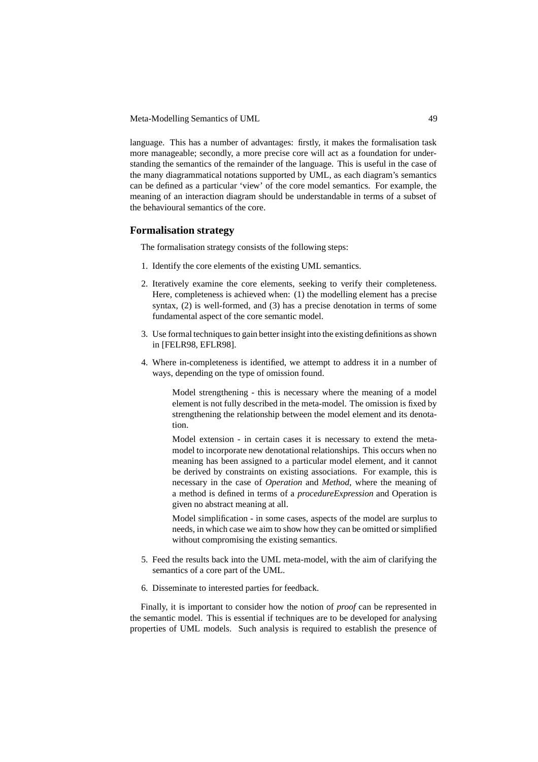language. This has a number of advantages: firstly, it makes the formalisation task more manageable; secondly, a more precise core will act as a foundation for understanding the semantics of the remainder of the language. This is useful in the case of the many diagrammatical notations supported by UML, as each diagram's semantics can be defined as a particular 'view' of the core model semantics. For example, the meaning of an interaction diagram should be understandable in terms of a subset of the behavioural semantics of the core.

## Formalisation strategy

The formalisation strategy consists of the following steps:

1. Identify the core elements of the existing UML semantics.
2. Iteratively examine the core elements, seeking to verify their completeness. Here, completeness is achieved when: (1) the modelling element has a precise syntax, (2) is well-formed, and (3) has a precise denotation in terms of some fundamental aspect of the core semantic model.
3. Use formal techniques to gain better insight into the existing definitions as shown in [FELR98, EFLR98].
4. Where in-completeness is identified, we attempt to address it in a number of ways, depending on the type of omission found.

    Model strengthening - this is necessary where the meaning of a model element is not fully described in the meta-model. The omission is fixed by strengthening the relationship between the model element and its denotation.

    Model extension - in certain cases it is necessary to extend the meta-model to incorporate new denotational relationships. This occurs when no meaning has been assigned to a particular model element, and it cannot be derived by constraints on existing associations. For example, this is necessary in the case of *Operation* and *Method*, where the meaning of a method is defined in terms of a *procedureExpression* and Operation is given no abstract meaning at all.

    Model simplification - in some cases, aspects of the model are surplus to needs, in which case we aim to show how they can be omitted or simplified without compromising the existing semantics.

5. Feed the results back into the UML meta-model, with the aim of clarifying the semantics of a core part of the UML.
6. Disseminate to interested parties for feedback.

Finally, it is important to consider how the notion of *proof* can be represented in the semantic model. This is essential if techniques are to be developed for analysing properties of UML models. Such analysis is required to establish the presence of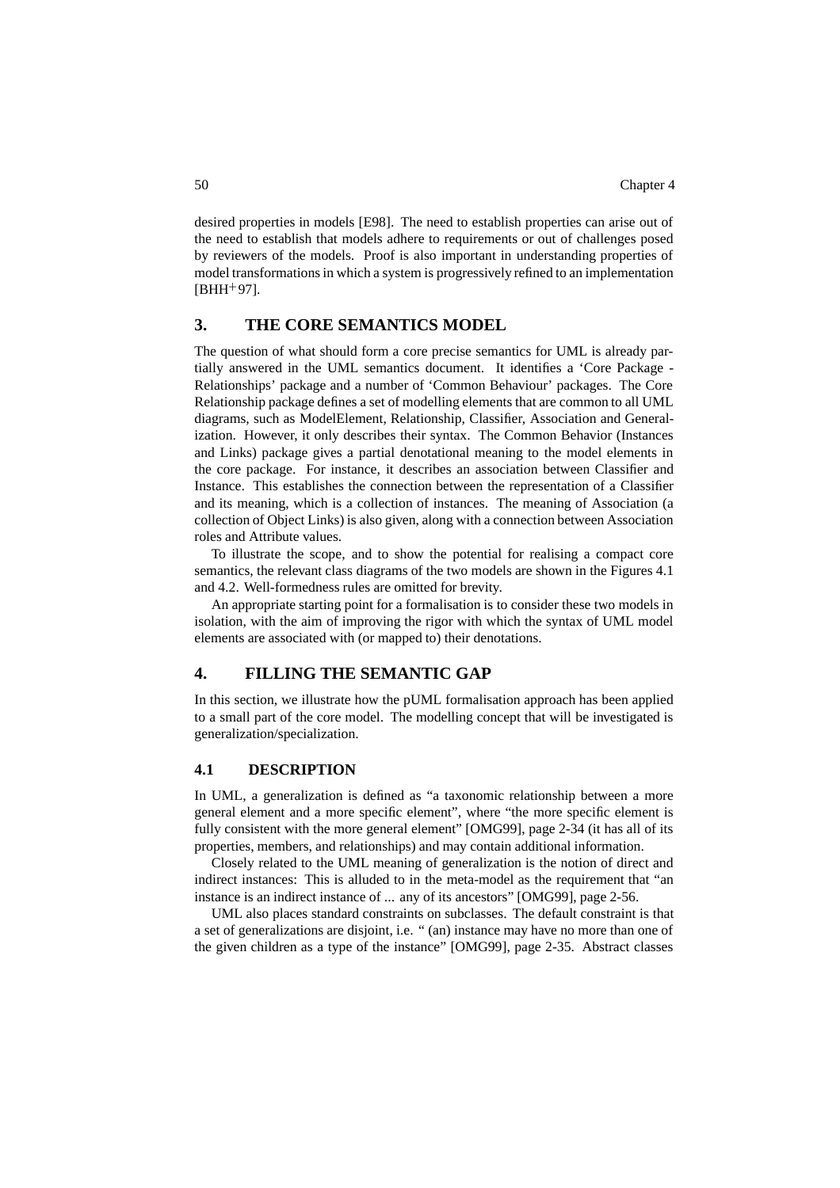desired properties in models [E98]. The need to establish properties can arise out of the need to establish that models adhere to requirements or out of challenges posed by reviewers of the models. Proof is also important in understanding properties of model transformations in which a system is progressively refined to an implementation [BHH+97].

## 3. THE CORE SEMANTICS MODEL

The question of what should form a core precise semantics for UML is already partially answered in the UML semantics document. It identifies a 'Core Package - Relationships' package and a number of 'Common Behaviour' packages. The Core Relationship package defines a set of modelling elements that are common to all UML diagrams, such as ModelElement, Relationship, Classifier, Association and Generalization. However, it only describes their syntax. The Common Behavior (Instances and Links) package gives a partial denotational meaning to the model elements in the core package. For instance, it describes an association between Classifier and Instance. This establishes the connection between the representation of a Classifier and its meaning, which is a collection of instances. The meaning of Association (a collection of Object Links) is also given, along with a connection between Association roles and Attribute values.

To illustrate the scope, and to show the potential for realising a compact core semantics, the relevant class diagrams of the two models are shown in the Figures 4.1 and 4.2. Well-formedness rules are omitted for brevity.

An appropriate starting point for a formalisation is to consider these two models in isolation, with the aim of improving the rigor with which the syntax of UML model elements are associated with (or mapped to) their denotations.

## 4. FILLING THE SEMANTIC GAP

In this section, we illustrate how the pUML formalisation approach has been applied to a small part of the core model. The modelling concept that will be investigated is generalization/specialization.

### 4.1 DESCRIPTION

In UML, a generalization is defined as "a taxonomic relationship between a more general element and a more specific element", where "the more specific element is fully consistent with the more general element" [OMG99], page 2-34 (it has all of its properties, members, and relationships) and may contain additional information.

Closely related to the UML meaning of generalization is the notion of direct and indirect instances: This is alluded to in the meta-model as the requirement that "an instance is an indirect instance of ... any of its ancestors" [OMG99], page 2-56.

UML also places standard constraints on subclasses. The default constraint is that a set of generalizations are disjoint, i.e. " (an) instance may have no more than one of the given children as a type of the instance" [OMG99], page 2-35. Abstract classes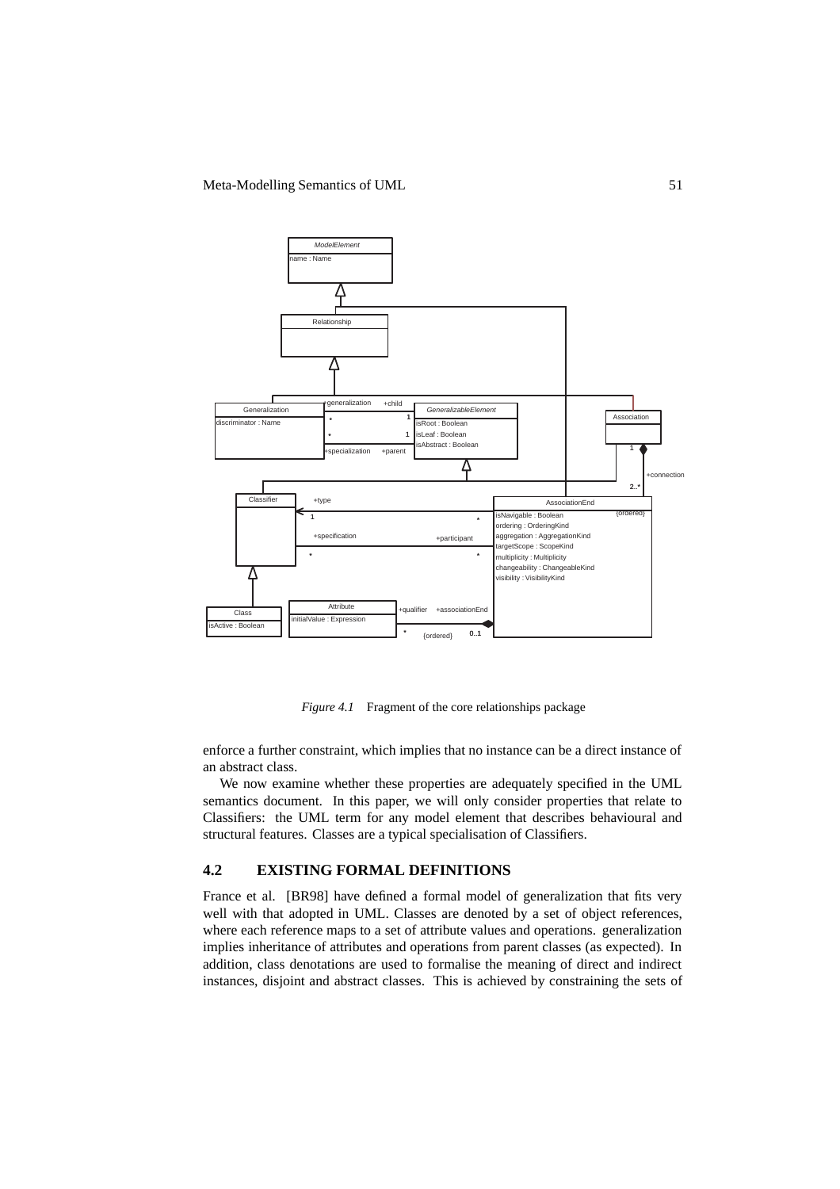*Figure 4.1* Fragment of the core relationships package

enforce a further constraint, which implies that no instance can be a direct instance of an abstract class.

We now examine whether these properties are adequately specified in the UML semantics document. In this paper, we will only consider properties that relate to Classifiers: the UML term for any model element that describes behavioural and structural features. Classes are a typical specialisation of Classifiers.

## 4.2 EXISTING FORMAL DEFINITIONS

France et al. [BR98] have defined a formal model of generalization that fits very well with that adopted in UML. Classes are denoted by a set of object references, where each reference maps to a set of attribute values and operations. generalization implies inheritance of attributes and operations from parent classes (as expected). In addition, class denotations are used to formalise the meaning of direct and indirect instances, disjoint and abstract classes. This is achieved by constraining the sets of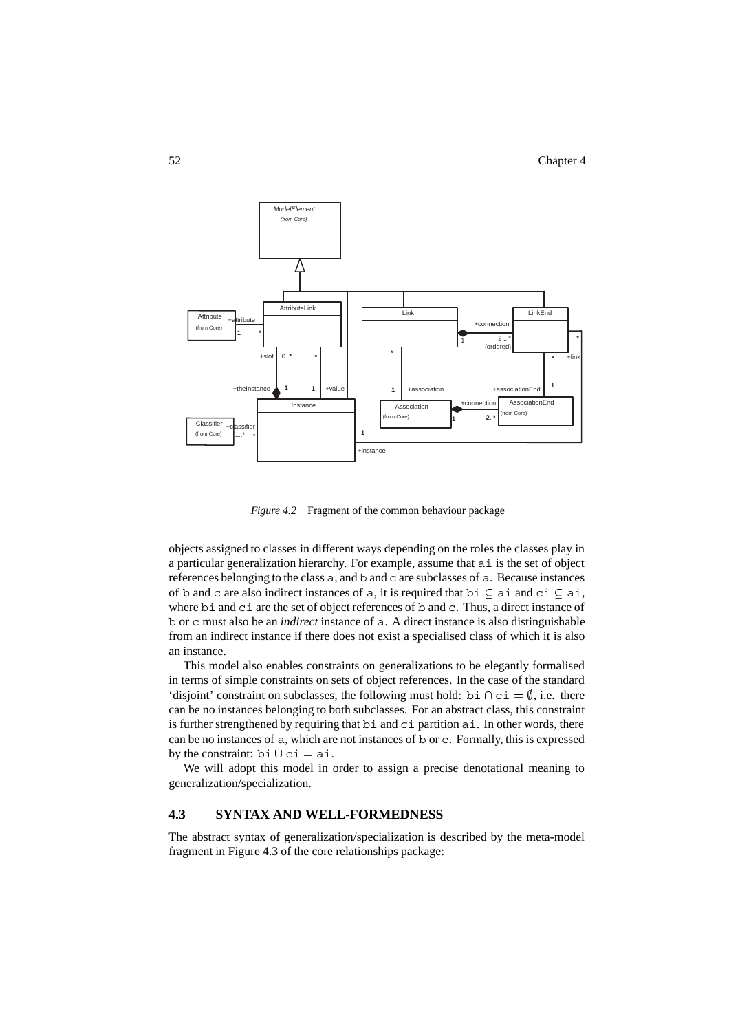*Figure 4.2* Fragment of the common behaviour package

objects assigned to classes in different ways depending on the roles the classes play in a particular generalization hierarchy. For example, assume that `ai` is the set of object references belonging to the class `a`, and `b` and `c` are subclasses of `a`. Because instances of `b` and `c` are also indirect instances of `a`, it is required that $\mathtt{bi} \subseteq \mathtt{ai}$ and $\mathtt{ci} \subseteq \mathtt{ai}$, where `bi` and `ci` are the set of object references of `b` and `c`. Thus, a direct instance of `b` or `c` must also be an *indirect* instance of `a`. A direct instance is also distinguishable from an indirect instance if there does not exist a specialised class of which it is also an instance.

This model also enables constraints on generalizations to be elegantly formalised in terms of simple constraints on sets of object references. In the case of the standard 'disjoint' constraint on subclasses, the following must hold: $\mathtt{bi} \cap \mathtt{ci} = \emptyset$, i.e. there can be no instances belonging to both subclasses. For an abstract class, this constraint is further strengthened by requiring that `bi` and `ci` partition `ai`. In other words, there can be no instances of `a`, which are not instances of `b` or `c`. Formally, this is expressed by the constraint: $\mathtt{bi} \cup \mathtt{ci} = \mathtt{ai}$.

We will adopt this model in order to assign a precise denotational meaning to generalization/specialization.

## 4.3 SYNTAX AND WELL-FORMEDNESS

The abstract syntax of generalization/specialization is described by the meta-model fragment in Figure 4.3 of the core relationships package: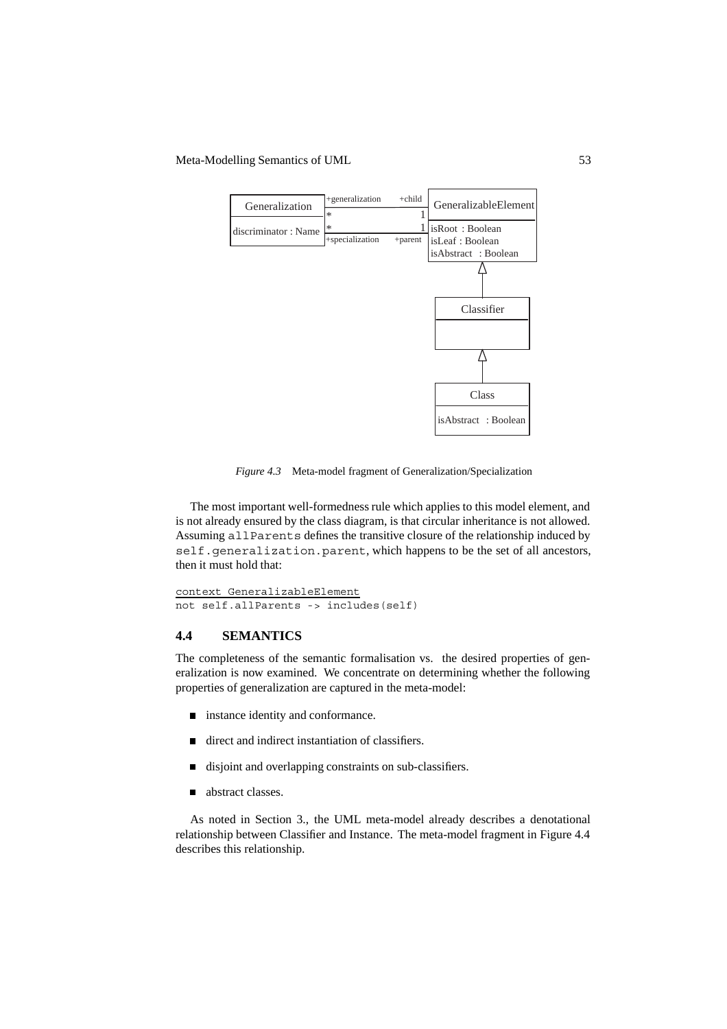*Figure 4.3* Meta-model fragment of Generalization/Specialization

The most important well-formedness rule which applies to this model element, and is not already ensured by the class diagram, is that circular inheritance is not allowed. Assuming `allParents` defines the transitive closure of the relationship induced by `self.generalization.parent`, which happens to be the set of all ancestors, then it must hold that:

```
context GeneralizableElement
not self.allParents -> includes(self)
```

## 4.4 SEMANTICS

The completeness of the semantic formalisation vs. the desired properties of generalization is now examined. We concentrate on determining whether the following properties of generalization are captured in the meta-model:

- instance identity and conformance.
- direct and indirect instantiation of classifiers.
- disjoint and overlapping constraints on sub-classifiers.
- abstract classes.

As noted in Section 3., the UML meta-model already describes a denotational relationship between Classifier and Instance. The meta-model fragment in Figure 4.4 describes this relationship.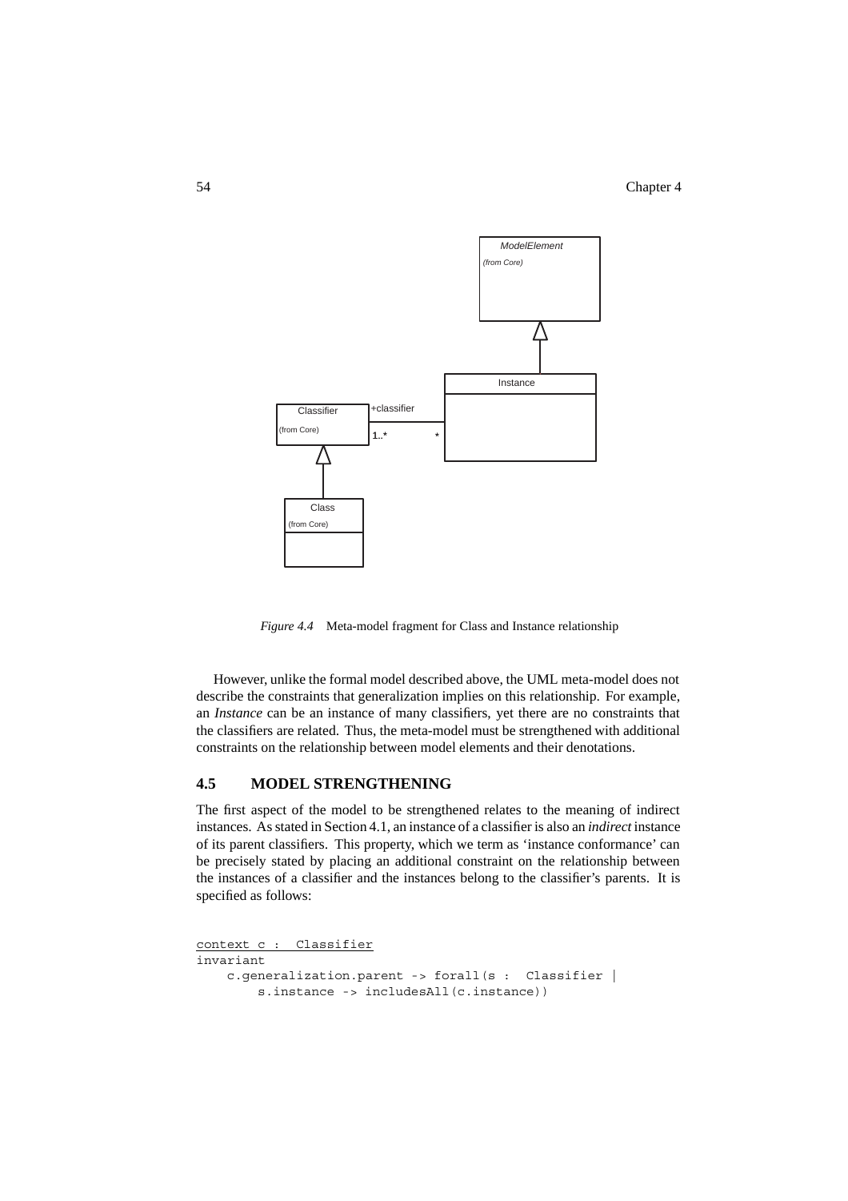*Figure 4.4* Meta-model fragment for Class and Instance relationship

However, unlike the formal model described above, the UML meta-model does not describe the constraints that generalization implies on this relationship. For example, an *Instance* can be an instance of many classifiers, yet there are no constraints that the classifiers are related. Thus, the meta-model must be strengthened with additional constraints on the relationship between model elements and their denotations.

## 4.5 MODEL STRENGTHENING

The first aspect of the model to be strengthened relates to the meaning of indirect instances. As stated in Section 4.1, an instance of a classifier is also an *indirect* instance of its parent classifiers. This property, which we term as 'instance conformance' can be precisely stated by placing an additional constraint on the relationship between the instances of a classifier and the instances belong to the classifier's parents. It is specified as follows:

```
context c : Classifier
invariant
    c.generalization.parent -> forall(s : Classifier |
        s.instance -> includesAll(c.instance))
```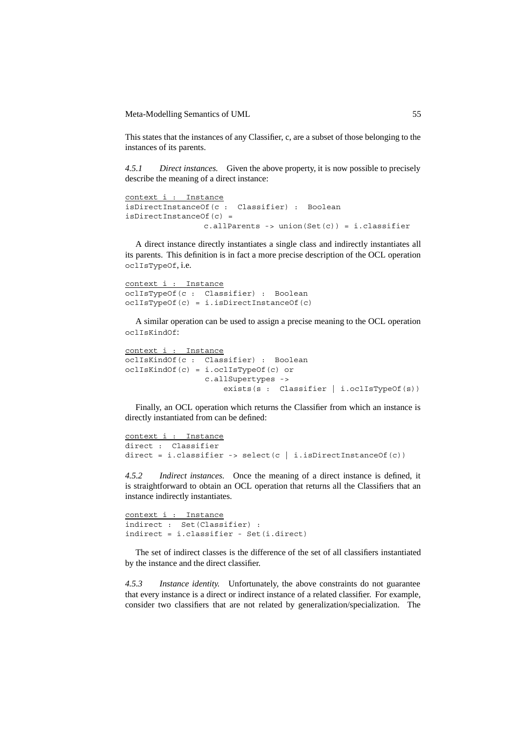This states that the instances of any Classifier, c, are a subset of those belonging to the instances of its parents.

*4.5.1 Direct instances.* Given the above property, it is now possible to precisely describe the meaning of a direct instance:

```
context i : Instance
isDirectInstanceOf(c : Classifier) : Boolean
isDirectInstanceOf(c) =
                c.allParents -> union(Set(c)) = i.classifier
```

A direct instance directly instantiates a single class and indirectly instantiates all its parents. This definition is in fact a more precise description of the OCL operation `oclIsTypeOf`, i.e.

```
context i : Instance
oclIsTypeOf(c : Classifier) : Boolean
oclIsTypeOf(c) = i.isDirectInstanceOf(c)
```

A similar operation can be used to assign a precise meaning to the OCL operation `oclIsKindOf`:

```
context i : Instance
oclIsKindOf(c : Classifier) : Boolean
oclIsKindOf(c) = i.oclIsTypeOf(c) or
                c.allSupertypes ->
                    exists(s : Classifier | i.oclIsTypeOf(s))
```

Finally, an OCL operation which returns the Classifier from which an instance is directly instantiated from can be defined:

```
context i : Instance
direct : Classifier
direct = i.classifier -> select(c | i.isDirectInstanceOf(c))
```

*4.5.2 Indirect instances.* Once the meaning of a direct instance is defined, it is straightforward to obtain an OCL operation that returns all the Classifiers that an instance indirectly instantiates.

```
context i : Instance
indirect : Set(Classifier) :
indirect = i.classifier - Set(i.direct)
```

The set of indirect classes is the difference of the set of all classifiers instantiated by the instance and the direct classifier.

*4.5.3 Instance identity.* Unfortunately, the above constraints do not guarantee that every instance is a direct or indirect instance of a related classifier. For example, consider two classifiers that are not related by generalization/specialization. The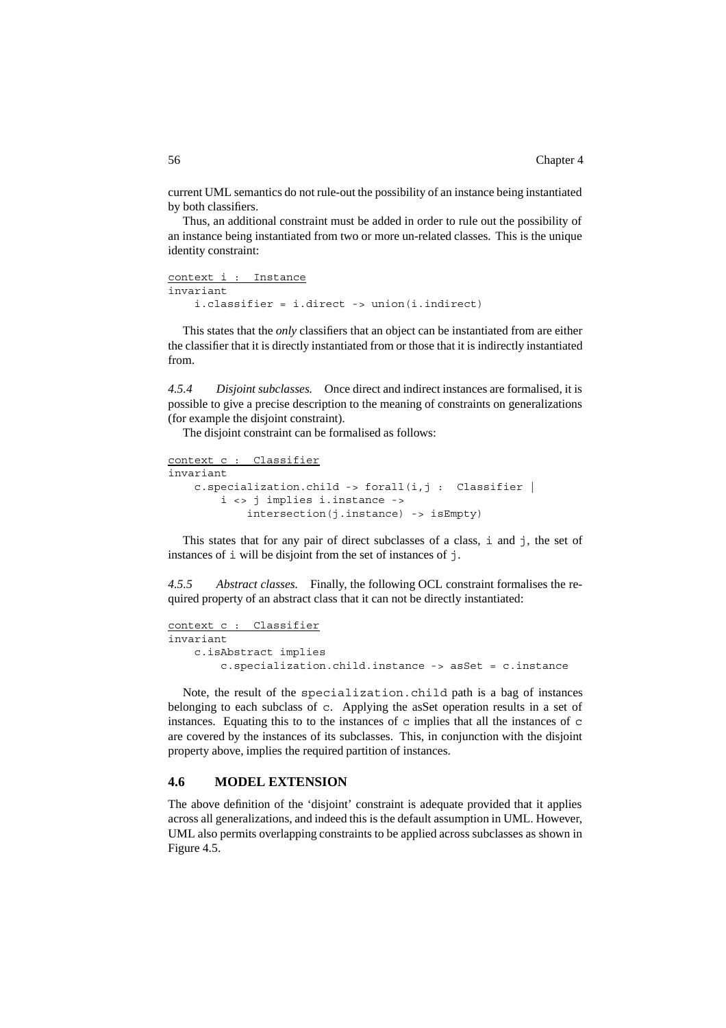current UML semantics do not rule-out the possibility of an instance being instantiated by both classifiers.

Thus, an additional constraint must be added in order to rule out the possibility of an instance being instantiated from two or more un-related classes. This is the unique identity constraint:

```
context i : Instance
invariant
    i.classifier = i.direct -> union(i.indirect)
```

This states that the *only* classifiers that an object can be instantiated from are either the classifier that it is directly instantiated from or those that it is indirectly instantiated from.

*4.5.4 Disjoint subclasses.* Once direct and indirect instances are formalised, it is possible to give a precise description to the meaning of constraints on generalizations (for example the disjoint constraint).

The disjoint constraint can be formalised as follows:

```
context c : Classifier
invariant
    c.specialization.child -> forall(i,j : Classifier |
        i <> j implies i.instance ->
            intersection(j.instance) -> isEmpty)
```

This states that for any pair of direct subclasses of a class, `i` and `j`, the set of instances of `i` will be disjoint from the set of instances of `j`.

*4.5.5 Abstract classes.* Finally, the following OCL constraint formalises the required property of an abstract class that it can not be directly instantiated:

```
context c : Classifier
invariant
    c.isAbstract implies
        c.specialization.child.instance -> asSet = c.instance
```

Note, the result of the `specialization.child` path is a bag of instances belonging to each subclass of `c`. Applying the asSet operation results in a set of instances. Equating this to to the instances of `c` implies that all the instances of `c` are covered by the instances of its subclasses. This, in conjunction with the disjoint property above, implies the required partition of instances.

## 4.6 MODEL EXTENSION

The above definition of the 'disjoint' constraint is adequate provided that it applies across all generalizations, and indeed this is the default assumption in UML. However, UML also permits overlapping constraints to be applied across subclasses as shown in Figure 4.5.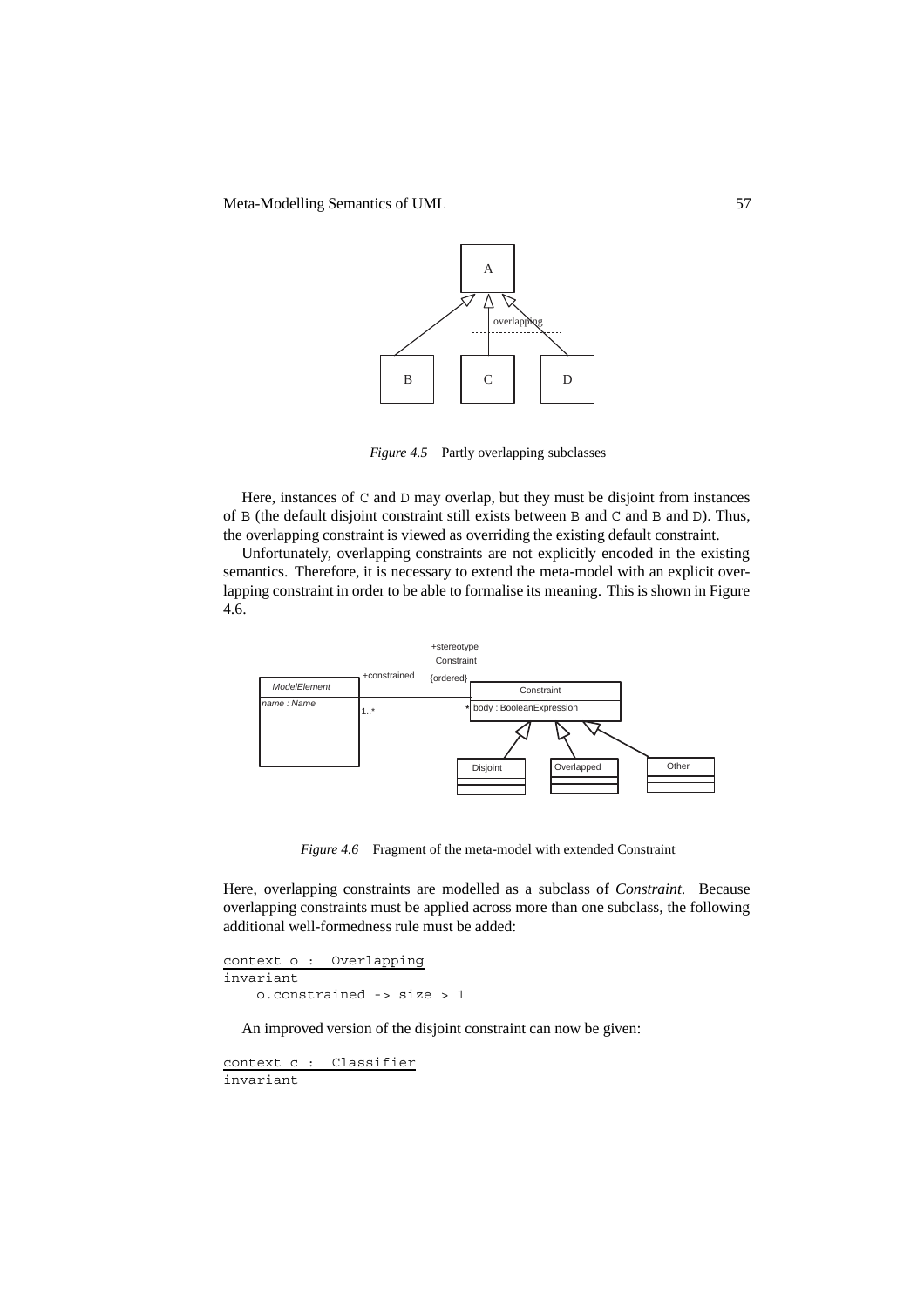*Figure 4.5* Partly overlapping subclasses

Here, instances of C and D may overlap, but they must be disjoint from instances of B (the default disjoint constraint still exists between B and C and B and D). Thus, the overlapping constraint is viewed as overriding the existing default constraint.

Unfortunately, overlapping constraints are not explicitly encoded in the existing semantics. Therefore, it is necessary to extend the meta-model with an explicit overlapping constraint in order to be able to formalise its meaning. This is shown in Figure 4.6.

*Figure 4.6* Fragment of the meta-model with extended Constraint

Here, overlapping constraints are modelled as a subclass of *Constraint*. Because overlapping constraints must be applied across more than one subclass, the following additional well-formedness rule must be added:

```
context o : Overlapping
invariant
    o.constrained -> size > 1
```

An improved version of the disjoint constraint can now be given:

```
context c : Classifier
invariant
```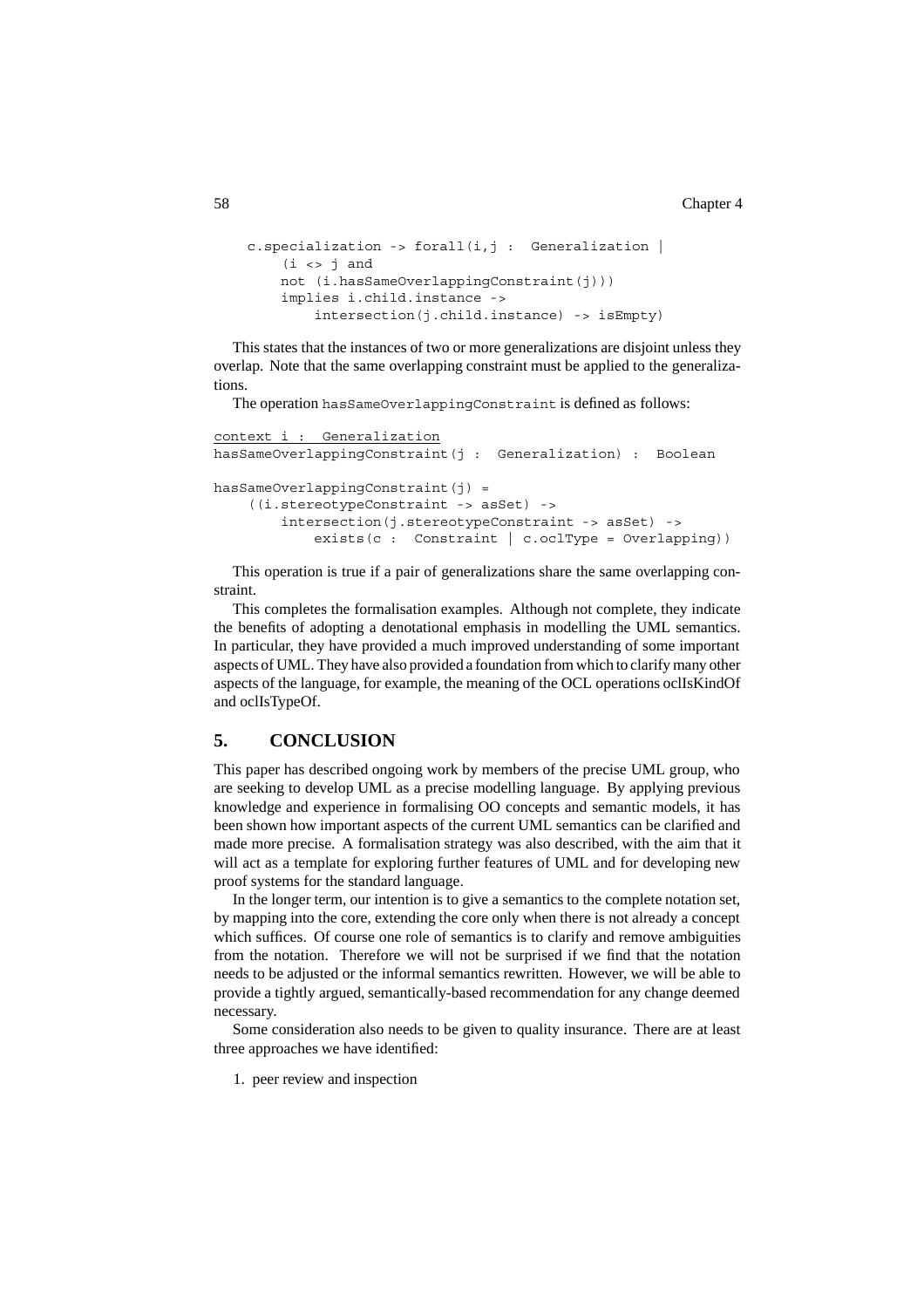```
c.specialization -> forall(i,j : Generalization |
    (i <> j and
    not (i.hasSameOverlappingConstraint(j)))
    implies i.child.instance ->
        intersection(j.child.instance) -> isEmpty)
```

This states that the instances of two or more generalizations are disjoint unless they overlap. Note that the same overlapping constraint must be applied to the generalizations.

The operation `hasSameOverlappingConstraint` is defined as follows:

```
context i : Generalization
hasSameOverlappingConstraint(j : Generalization) : Boolean

hasSameOverlappingConstraint(j) =
    ((i.stereotypeConstraint -> asSet) ->
        intersection(j.stereotypeConstraint -> asSet) ->
            exists(c : Constraint | c.oclType = Overlapping))
```

This operation is true if a pair of generalizations share the same overlapping constraint.

This completes the formalisation examples. Although not complete, they indicate the benefits of adopting a denotational emphasis in modelling the UML semantics. In particular, they have provided a much improved understanding of some important aspects of UML. They have also provided a foundation from which to clarify many other aspects of the language, for example, the meaning of the OCL operations oclIsKindOf and oclIsTypeOf.

## 5. CONCLUSION

This paper has described ongoing work by members of the precise UML group, who are seeking to develop UML as a precise modelling language. By applying previous knowledge and experience in formalising OO concepts and semantic models, it has been shown how important aspects of the current UML semantics can be clarified and made more precise. A formalisation strategy was also described, with the aim that it will act as a template for exploring further features of UML and for developing new proof systems for the standard language.

In the longer term, our intention is to give a semantics to the complete notation set, by mapping into the core, extending the core only when there is not already a concept which suffices. Of course one role of semantics is to clarify and remove ambiguities from the notation. Therefore we will not be surprised if we find that the notation needs to be adjusted or the informal semantics rewritten. However, we will be able to provide a tightly argued, semantically-based recommendation for any change deemed necessary.

Some consideration also needs to be given to quality insurance. There are at least three approaches we have identified:

1. peer review and inspection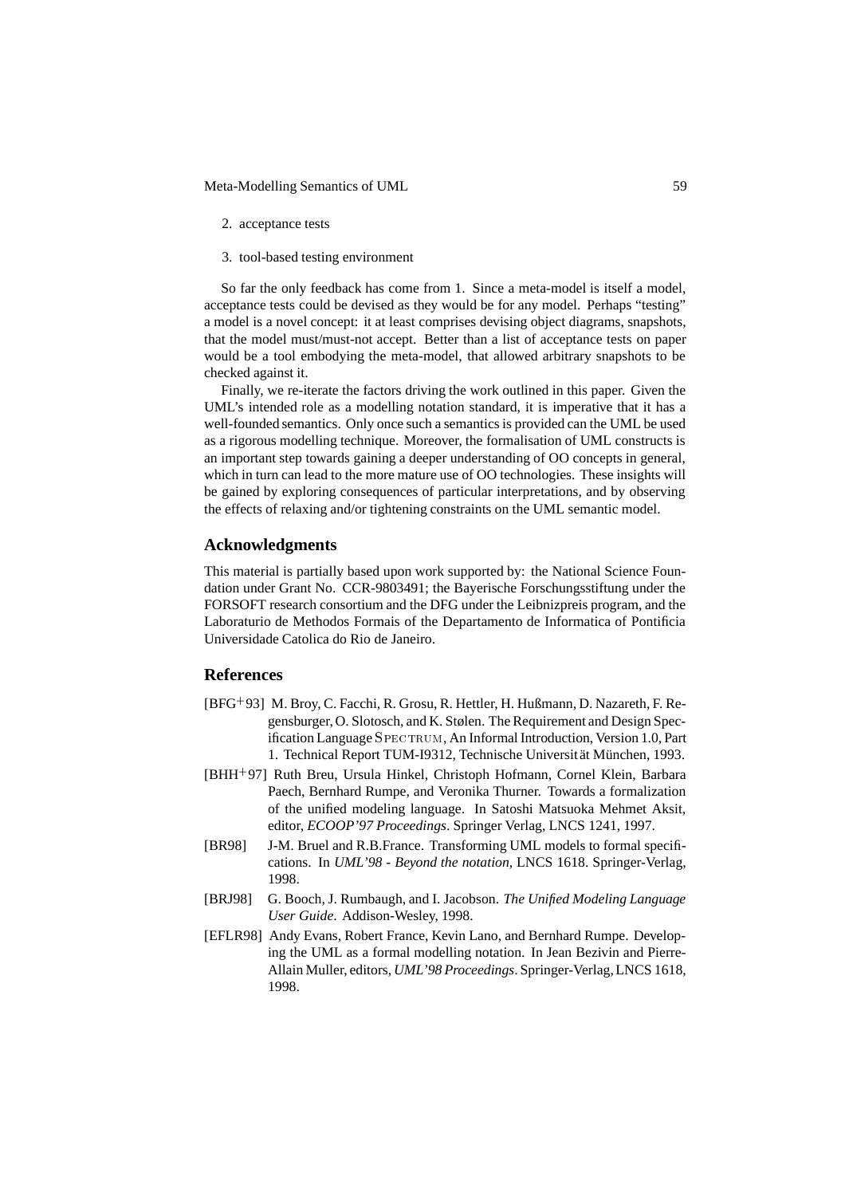2. acceptance tests
3. tool-based testing environment

So far the only feedback has come from 1. Since a meta-model is itself a model, acceptance tests could be devised as they would be for any model. Perhaps "testing" a model is a novel concept: it at least comprises devising object diagrams, snapshots, that the model must/must-not accept. Better than a list of acceptance tests on paper would be a tool embodying the meta-model, that allowed arbitrary snapshots to be checked against it.

Finally, we re-iterate the factors driving the work outlined in this paper. Given the UML's intended role as a modelling notation standard, it is imperative that it has a well-founded semantics. Only once such a semantics is provided can the UML be used as a rigorous modelling technique. Moreover, the formalisation of UML constructs is an important step towards gaining a deeper understanding of OO concepts in general, which in turn can lead to the more mature use of OO technologies. These insights will be gained by exploring consequences of particular interpretations, and by observing the effects of relaxing and/or tightening constraints on the UML semantic model.

## Acknowledgments

This material is partially based upon work supported by: the National Science Foundation under Grant No. CCR-9803491; the Bayerische Forschungsstiftung under the FORSOFT research consortium and the DFG under the Leibnizpreis program, and the Laboraturio de Methodos Formais of the Departamento de Informatica of Pontificia Universidade Catolica do Rio de Janeiro.

## References

[BFG+93] M. Broy, C. Facchi, R. Grosu, R. Hettler, H. Hußmann, D. Nazareth, F. Regensburger, O. Slotosch, and K. Stølen. The Requirement and Design Specification Language SPECTRUM, An Informal Introduction, Version 1.0, Part 1. Technical Report TUM-I9312, Technische Universität München, 1993.

[BHH+97] Ruth Breu, Ursula Hinkel, Christoph Hofmann, Cornel Klein, Barbara Paech, Bernhard Rumpe, and Veronika Thurner. Towards a formalization of the unified modeling language. In Satoshi Matsuoka Mehmet Aksit, editor, *ECOOP'97 Proceedings*. Springer Verlag, LNCS 1241, 1997.

[BR98] J-M. Bruel and R.B.France. Transforming UML models to formal specifications. In *UML'98 - Beyond the notation*, LNCS 1618. Springer-Verlag, 1998.

[BRJ98] G. Booch, J. Rumbaugh, and I. Jacobson. *The Unified Modeling Language User Guide*. Addison-Wesley, 1998.

[EFLR98] Andy Evans, Robert France, Kevin Lano, and Bernhard Rumpe. Developing the UML as a formal modelling notation. In Jean Bezivin and Pierre-Allain Muller, editors, *UML'98 Proceedings*. Springer-Verlag, LNCS 1618, 1998.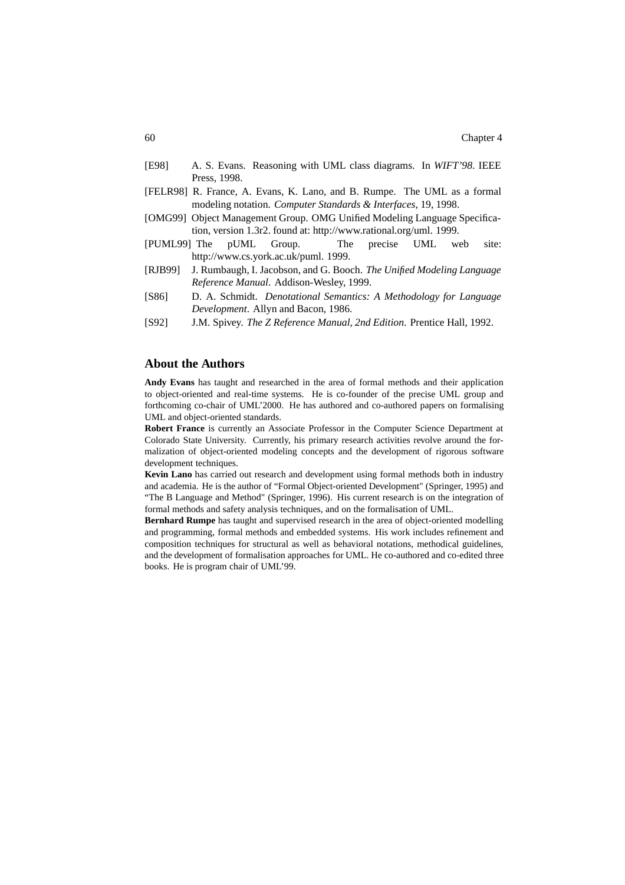[E98] A. S. Evans. Reasoning with UML class diagrams. In *WIFT'98*. IEEE Press, 1998.

[FELR98] R. France, A. Evans, K. Lano, and B. Rumpe. The UML as a formal modeling notation. *Computer Standards & Interfaces*, 19, 1998.

[OMG99] Object Management Group. OMG Unified Modeling Language Specification, version 1.3r2. found at: http://www.rational.org/uml. 1999.

[PUML99] The pUML Group. The precise UML web site: http://www.cs.york.ac.uk/puml. 1999.

[RJB99] J. Rumbaugh, I. Jacobson, and G. Booch. *The Unified Modeling Language Reference Manual*. Addison-Wesley, 1999.

[S86] D. A. Schmidt. *Denotational Semantics: A Methodology for Language Development*. Allyn and Bacon, 1986.

[S92] J.M. Spivey. *The Z Reference Manual, 2nd Edition*. Prentice Hall, 1992.

## About the Authors

**Andy Evans** has taught and researched in the area of formal methods and their application to object-oriented and real-time systems. He is co-founder of the precise UML group and forthcoming co-chair of UML'2000. He has authored and co-authored papers on formalising UML and object-oriented standards.

**Robert France** is currently an Associate Professor in the Computer Science Department at Colorado State University. Currently, his primary research activities revolve around the formalization of object-oriented modeling concepts and the development of rigorous software development techniques.

**Kevin Lano** has carried out research and development using formal methods both in industry and academia. He is the author of "Formal Object-oriented Development" (Springer, 1995) and "The B Language and Method" (Springer, 1996). His current research is on the integration of formal methods and safety analysis techniques, and on the formalisation of UML.

**Bernhard Rumpe** has taught and supervised research in the area of object-oriented modelling and programming, formal methods and embedded systems. His work includes refinement and composition techniques for structural as well as behavioral notations, methodical guidelines, and the development of formalisation approaches for UML. He co-authored and co-edited three books. He is program chair of UML'99.